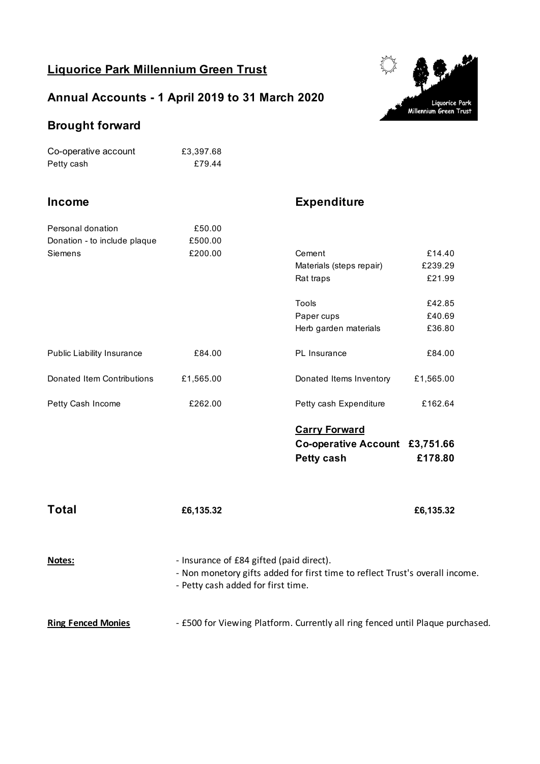# Liquorice Park Millennium Green Trust

## Annual Accounts - 1 April 2019 to 31 March 2020

## Brought forward

| | |
|---|---|
| Co-operative account | £3,397.68 |
| Petty cash | £79.44 |

| Income | | Expenditure | |
|---|---|---|---|
| Personal donation | £50.00 | | |
| Donation - to include plaque | £500.00 | | |
| Siemens | £200.00 | Cement | £14.40 |
| | | Materials (steps repair) | £239.29 |
| | | Rat traps | £21.99 |
| | | Tools | £42.85 |
| | | Paper cups | £40.69 |
| | | Herb garden materials | £36.80 |
| Public Liability Insurance | £84.00 | PL Insurance | £84.00 |
| Donated Item Contributions | £1,565.00 | Donated Items Inventory | £1,565.00 |
| Petty Cash Income | £262.00 | Petty cash Expenditure | £162.64 |
| | | **Carry Forward** | |
| | | **Co-operative Account** | **£3,751.66** |
| | | **Petty cash** | **£178.80** |
| **Total** | **£6,135.32** | | **£6,135.32** |

**Notes:**

- Insurance of £84 gifted (paid direct).
- Non monetory gifts added for first time to reflect Trust's overall income.
- Petty cash added for first time.

**Ring Fenced Monies**

- £500 for Viewing Platform. Currently all ring fenced until Plaque purchased.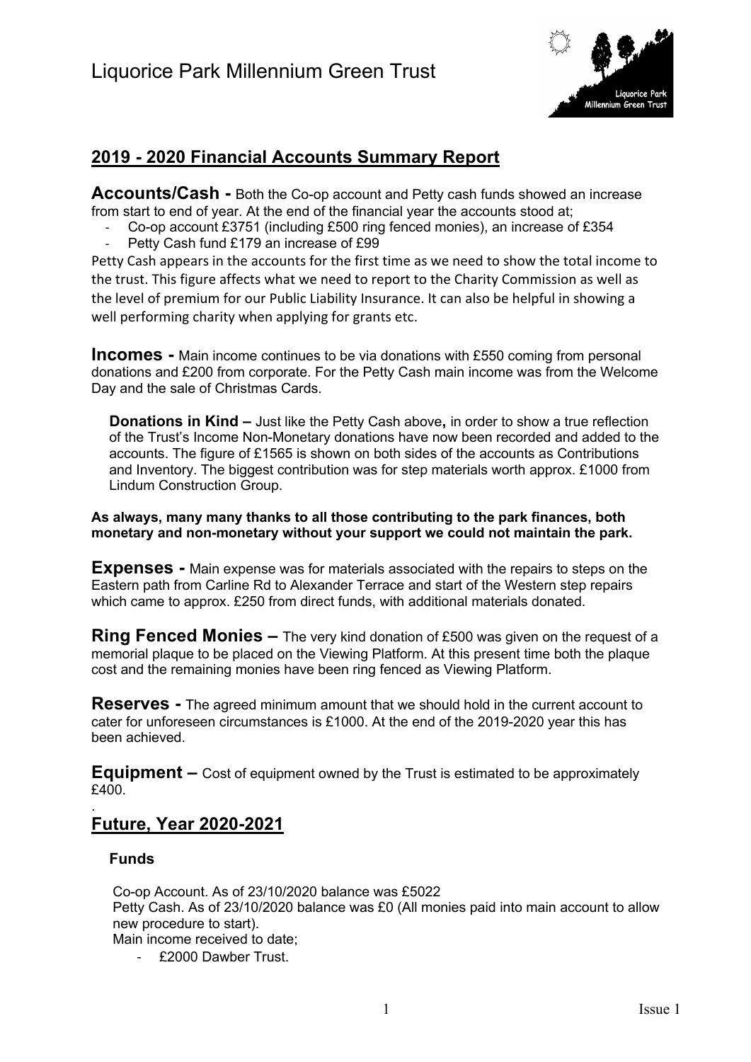Liquorice Park Millennium Green Trust

## 2019 - 2020 Financial Accounts Summary Report

**Accounts/Cash -** Both the Co-op account and Petty cash funds showed an increase from start to end of year. At the end of the financial year the accounts stood at;

- Co-op account £3751 (including £500 ring fenced monies), an increase of £354
- Petty Cash fund £179 an increase of £99

Petty Cash appears in the accounts for the first time as we need to show the total income to the trust. This figure affects what we need to report to the Charity Commission as well as the level of premium for our Public Liability Insurance. It can also be helpful in showing a well performing charity when applying for grants etc.

**Incomes -** Main income continues to be via donations with £550 coming from personal donations and £200 from corporate. For the Petty Cash main income was from the Welcome Day and the sale of Christmas Cards.

**Donations in Kind –** Just like the Petty Cash above**,** in order to show a true reflection of the Trust's Income Non-Monetary donations have now been recorded and added to the accounts. The figure of £1565 is shown on both sides of the accounts as Contributions and Inventory. The biggest contribution was for step materials worth approx. £1000 from Lindum Construction Group.

**As always, many many thanks to all those contributing to the park finances, both monetary and non-monetary without your support we could not maintain the park.**

**Expenses -** Main expense was for materials associated with the repairs to steps on the Eastern path from Carline Rd to Alexander Terrace and start of the Western step repairs which came to approx. £250 from direct funds, with additional materials donated.

**Ring Fenced Monies –** The very kind donation of £500 was given on the request of a memorial plaque to be placed on the Viewing Platform. At this present time both the plaque cost and the remaining monies have been ring fenced as Viewing Platform.

**Reserves -** The agreed minimum amount that we should hold in the current account to cater for unforeseen circumstances is £1000. At the end of the 2019-2020 year this has been achieved.

**Equipment –** Cost of equipment owned by the Trust is estimated to be approximately £400.

## Future, Year 2020-2021

**Funds**

Co-op Account. As of 23/10/2020 balance was £5022
Petty Cash. As of 23/10/2020 balance was £0 (All monies paid into main account to allow new procedure to start).
Main income received to date;

- £2000 Dawber Trust.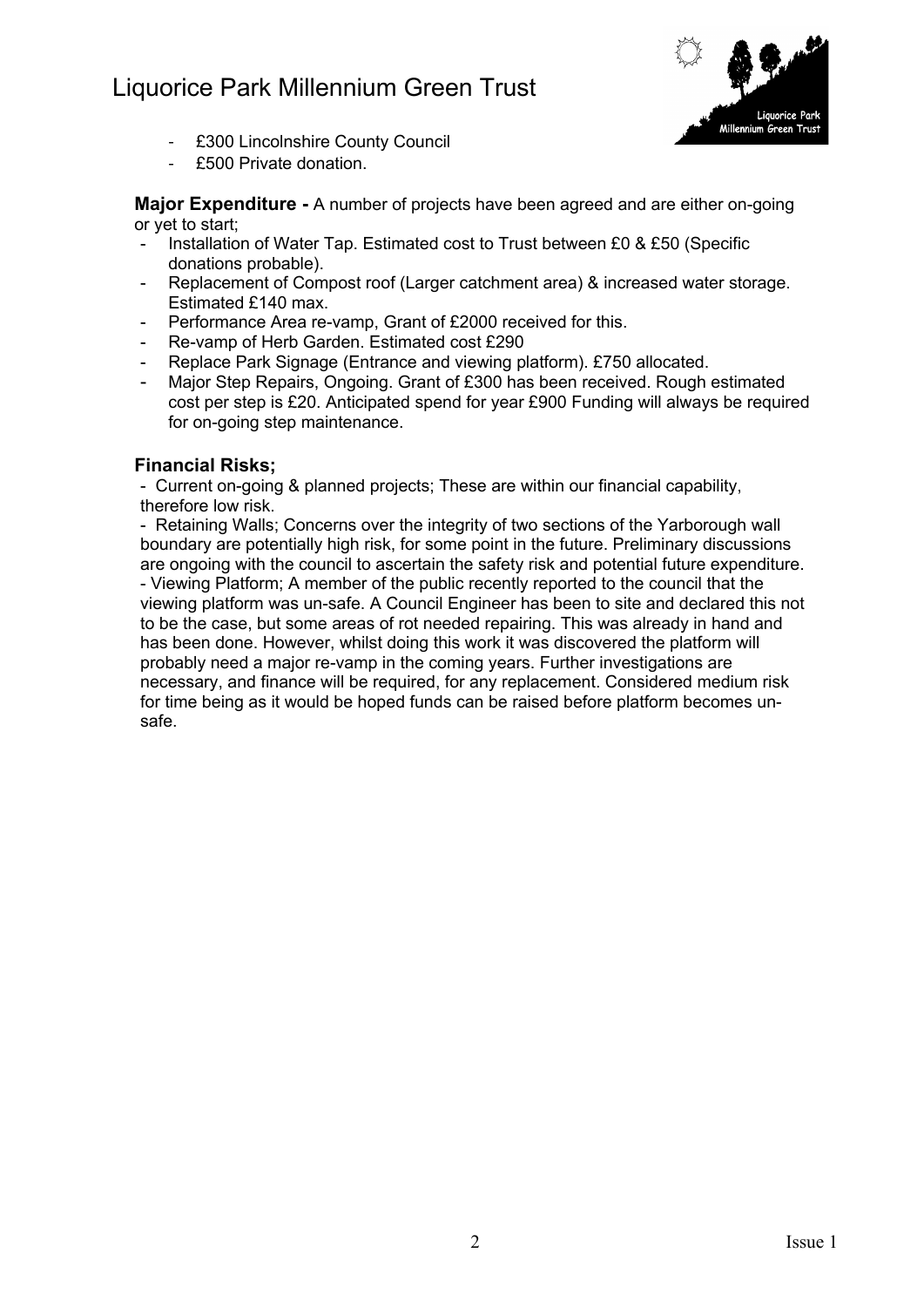- £300 Lincolnshire County Council
- £500 Private donation.

**Major Expenditure -** A number of projects have been agreed and are either on-going or yet to start;

- Installation of Water Tap. Estimated cost to Trust between £0 & £50 (Specific donations probable).
- Replacement of Compost roof (Larger catchment area) & increased water storage. Estimated £140 max.
- Performance Area re-vamp, Grant of £2000 received for this.
- Re-vamp of Herb Garden. Estimated cost £290
- Replace Park Signage (Entrance and viewing platform). £750 allocated.
- Major Step Repairs, Ongoing. Grant of £300 has been received. Rough estimated cost per step is £20. Anticipated spend for year £900 Funding will always be required for on-going step maintenance.

**Financial Risks;**

- Current on-going & planned projects; These are within our financial capability, therefore low risk.
- Retaining Walls; Concerns over the integrity of two sections of the Yarborough wall boundary are potentially high risk, for some point in the future. Preliminary discussions are ongoing with the council to ascertain the safety risk and potential future expenditure.
- Viewing Platform; A member of the public recently reported to the council that the viewing platform was un-safe. A Council Engineer has been to site and declared this not to be the case, but some areas of rot needed repairing. This was already in hand and has been done. However, whilst doing this work it was discovered the platform will probably need a major re-vamp in the coming years. Further investigations are necessary, and finance will be required, for any replacement. Considered medium risk for time being as it would be hoped funds can be raised before platform becomes un-safe.